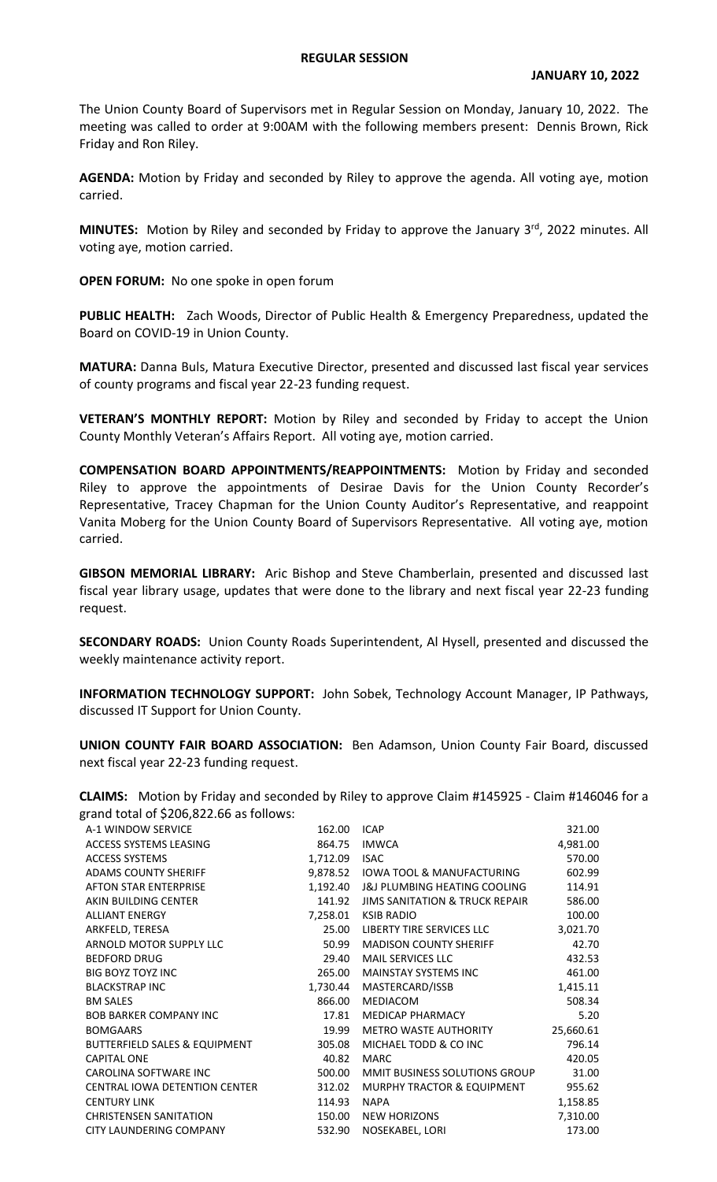# REGULAR SESSION

**JANUARY 10, 2022**

The Union County Board of Supervisors met in Regular Session on Monday, January 10, 2022. The meeting was called to order at 9:00AM with the following members present: Dennis Brown, Rick Friday and Ron Riley.

**AGENDA:** Motion by Friday and seconded by Riley to approve the agenda. All voting aye, motion carried.

**MINUTES:** Motion by Riley and seconded by Friday to approve the January 3rd, 2022 minutes. All voting aye, motion carried.

**OPEN FORUM:** No one spoke in open forum

**PUBLIC HEALTH:** Zach Woods, Director of Public Health & Emergency Preparedness, updated the Board on COVID-19 in Union County.

**MATURA:** Danna Buls, Matura Executive Director, presented and discussed last fiscal year services of county programs and fiscal year 22-23 funding request.

**VETERAN'S MONTHLY REPORT:** Motion by Riley and seconded by Friday to accept the Union County Monthly Veteran's Affairs Report. All voting aye, motion carried.

**COMPENSATION BOARD APPOINTMENTS/REAPPOINTMENTS:** Motion by Friday and seconded Riley to approve the appointments of Desirae Davis for the Union County Recorder's Representative, Tracey Chapman for the Union County Auditor's Representative, and reappoint Vanita Moberg for the Union County Board of Supervisors Representative. All voting aye, motion carried.

**GIBSON MEMORIAL LIBRARY:** Aric Bishop and Steve Chamberlain, presented and discussed last fiscal year library usage, updates that were done to the library and next fiscal year 22-23 funding request.

**SECONDARY ROADS:** Union County Roads Superintendent, Al Hysell, presented and discussed the weekly maintenance activity report.

**INFORMATION TECHNOLOGY SUPPORT:** John Sobek, Technology Account Manager, IP Pathways, discussed IT Support for Union County.

**UNION COUNTY FAIR BOARD ASSOCIATION:** Ben Adamson, Union County Fair Board, discussed next fiscal year 22-23 funding request.

**CLAIMS:** Motion by Friday and seconded by Riley to approve Claim #145925 - Claim #146046 for a grand total of $206,822.66 as follows:

| | | | |
|---|---|---|---|
| A-1 WINDOW SERVICE | 162.00 | ICAP | 321.00 |
| ACCESS SYSTEMS LEASING | 864.75 | IMWCA | 4,981.00 |
| ACCESS SYSTEMS | 1,712.09 | ISAC | 570.00 |
| ADAMS COUNTY SHERIFF | 9,878.52 | IOWA TOOL & MANUFACTURING | 602.99 |
| AFTON STAR ENTERPRISE | 1,192.40 | J&J PLUMBING HEATING COOLING | 114.91 |
| AKIN BUILDING CENTER | 141.92 | JIMS SANITATION & TRUCK REPAIR | 586.00 |
| ALLIANT ENERGY | 7,258.01 | KSIB RADIO | 100.00 |
| ARKFELD, TERESA | 25.00 | LIBERTY TIRE SERVICES LLC | 3,021.70 |
| ARNOLD MOTOR SUPPLY LLC | 50.99 | MADISON COUNTY SHERIFF | 42.70 |
| BEDFORD DRUG | 29.40 | MAIL SERVICES LLC | 432.53 |
| BIG BOYZ TOYZ INC | 265.00 | MAINSTAY SYSTEMS INC | 461.00 |
| BLACKSTRAP INC | 1,730.44 | MASTERCARD/ISSB | 1,415.11 |
| BM SALES | 866.00 | MEDIACOM | 508.34 |
| BOB BARKER COMPANY INC | 17.81 | MEDICAP PHARMACY | 5.20 |
| BOMGAARS | 19.99 | METRO WASTE AUTHORITY | 25,660.61 |
| BUTTERFIELD SALES & EQUIPMENT | 305.08 | MICHAEL TODD & CO INC | 796.14 |
| CAPITAL ONE | 40.82 | MARC | 420.05 |
| CAROLINA SOFTWARE INC | 500.00 | MMIT BUSINESS SOLUTIONS GROUP | 31.00 |
| CENTRAL IOWA DETENTION CENTER | 312.02 | MURPHY TRACTOR & EQUIPMENT | 955.62 |
| CENTURY LINK | 114.93 | NAPA | 1,158.85 |
| CHRISTENSEN SANITATION | 150.00 | NEW HORIZONS | 7,310.00 |
| CITY LAUNDERING COMPANY | 532.90 | NOSEKABEL, LORI | 173.00 |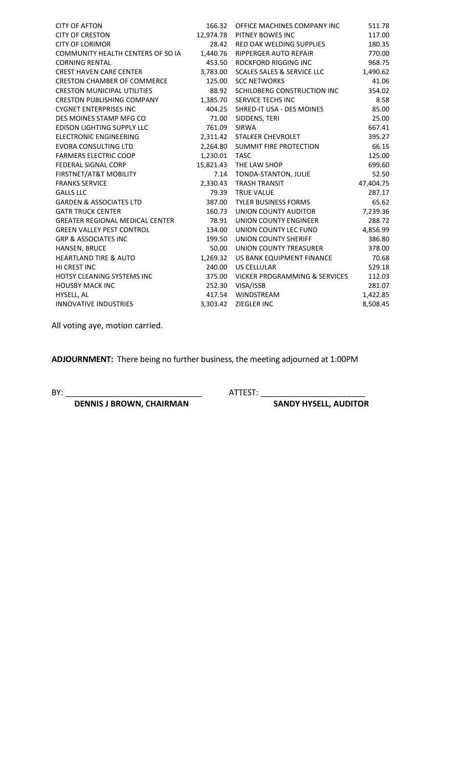| | | | |
|---|---|---|---|
| CITY OF AFTON | 166.32 | OFFICE MACHINES COMPANY INC | 511.78 |
| CITY OF CRESTON | 12,974.78 | PITNEY BOWES INC | 117.00 |
| CITY OF LORIMOR | 28.42 | RED OAK WELDING SUPPLIES | 180.35 |
| COMMUNITY HEALTH CENTERS OF SO IA | 1,440.76 | RIPPERGER AUTO REPAIR | 770.00 |
| CORNING RENTAL | 453.50 | ROCKFORD RIGGING INC | 968.75 |
| CREST HAVEN CARE CENTER | 3,783.00 | SCALES SALES & SERVICE LLC | 1,490.62 |
| CRESTON CHAMBER OF COMMERCE | 125.00 | SCC NETWORKS | 41.06 |
| CRESTON MUNICIPAL UTILITIES | 88.92 | SCHILDBERG CONSTRUCTION INC | 354.02 |
| CRESTON PUBLISHING COMPANY | 1,385.70 | SERVICE TECHS INC | 8.58 |
| CYGNET ENTERPRISES INC | 404.25 | SHRED-IT USA - DES MOINES | 85.00 |
| DES MOINES STAMP MFG CO | 71.00 | SIDDENS, TERI | 25.00 |
| EDISON LIGHTING SUPPLY LLC | 761.09 | SIRWA | 667.41 |
| ELECTRONIC ENGINEERING | 2,311.42 | STALKER CHEVROLET | 395.27 |
| EVORA CONSULTING LTD | 2,264.80 | SUMMIT FIRE PROTECTION | 66.15 |
| FARMERS ELECTRIC COOP | 1,230.01 | TASC | 125.00 |
| FEDERAL SIGNAL CORP | 15,821.43 | THE LAW SHOP | 699.60 |
| FIRSTNET/AT&T MOBILITY | 7.14 | TONDA-STANTON, JULIE | 52.50 |
| FRANKS SERVICE | 2,330.43 | TRASH TRANSIT | 47,404.75 |
| GALLS LLC | 79.39 | TRUE VALUE | 287.17 |
| GARDEN & ASSOCIATES LTD | 387.00 | TYLER BUSINESS FORMS | 65.62 |
| GATR TRUCK CENTER | 160.73 | UNION COUNTY AUDITOR | 7,239.36 |
| GREATER REGIONAL MEDICAL CENTER | 78.91 | UNION COUNTY ENGINEER | 288.72 |
| GREEN VALLEY PEST CONTROL | 134.00 | UNION COUNTY LEC FUND | 4,856.99 |
| GRP & ASSOCIATES INC | 199.50 | UNION COUNTY SHERIFF | 386.80 |
| HANSEN, BRUCE | 50.00 | UNION COUNTY TREASURER | 378.00 |
| HEARTLAND TIRE & AUTO | 1,269.32 | US BANK EQUIPMENT FINANCE | 70.68 |
| HI CREST INC | 240.00 | US CELLULAR | 529.18 |
| HOTSY CLEANING SYSTEMS INC | 375.00 | VICKER PROGRAMMING & SERVICES | 112.03 |
| HOUSBY MACK INC | 252.30 | VISA/ISSB | 281.07 |
| HYSELL, AL | 417.54 | WINDSTREAM | 1,422.85 |
| INNOVATIVE INDUSTRIES | 3,303.42 | ZIEGLER INC | 8,508.45 |

All voting aye, motion carried.

**ADJOURNMENT:** There being no further business, the meeting adjourned at 1:00PM

BY: ______________________________ ATTEST: _______________________

**DENNIS J BROWN, CHAIRMAN** **SANDY HYSELL, AUDITOR**